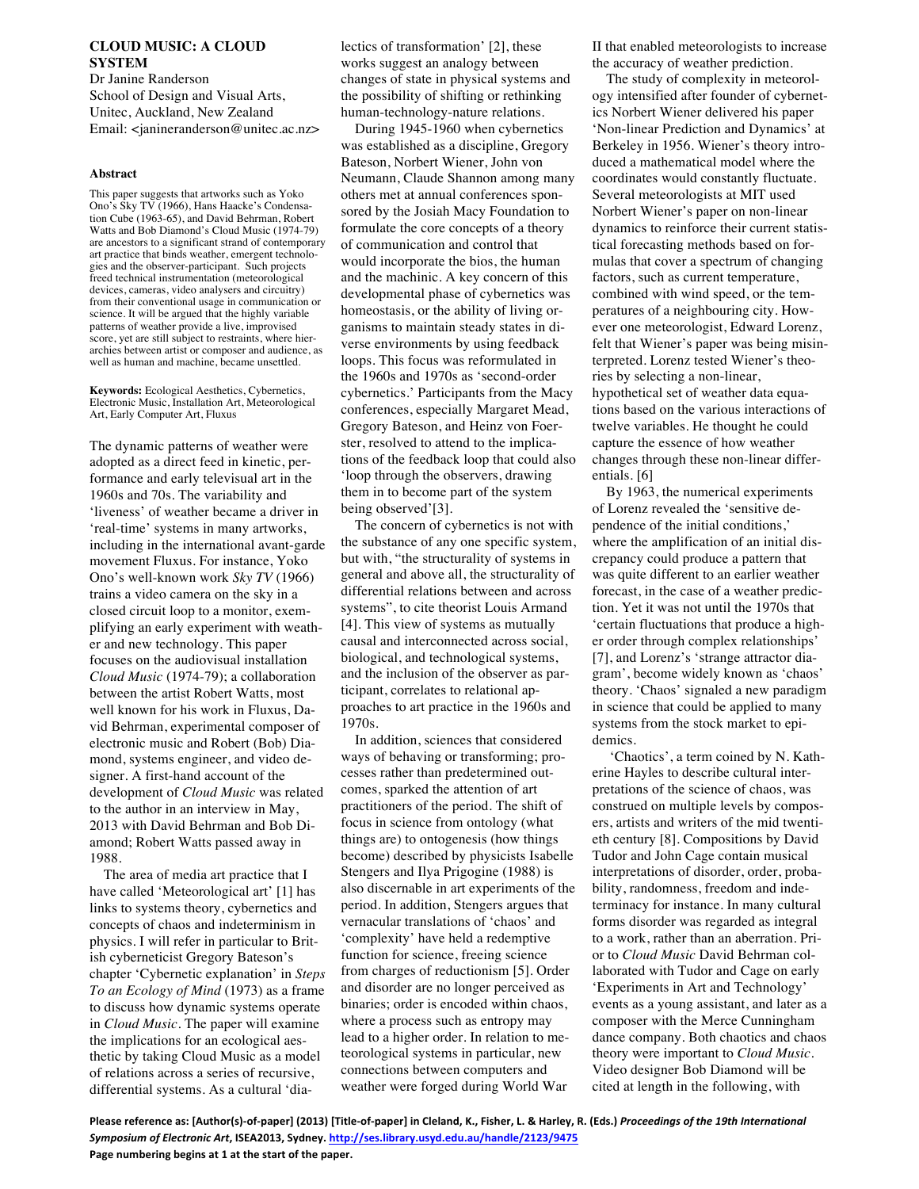# CLOUD MUSIC: A CLOUD SYSTEM

Dr Janine Randerson
School of Design and Visual Arts, Unitec, Auckland, New Zealand
Email: <janineranderson@unitec.ac.nz>

## Abstract

This paper suggests that artworks such as Yoko Ono's Sky TV (1966), Hans Haacke's Condensation Cube (1963-65), and David Behrman, Robert Watts and Bob Diamond's Cloud Music (1974-79) are ancestors to a significant strand of contemporary art practice that binds weather, emergent technologies and the observer-participant. Such projects freed technical instrumentation (meteorological devices, cameras, video analysers and circuitry) from their conventional usage in communication or science. It will be argued that the highly variable patterns of weather provide a live, improvised score, yet are still subject to restraints, where hierarchies between artist or composer and audience, as well as human and machine, became unsettled.

**Keywords:** Ecological Aesthetics, Cybernetics, Electronic Music, Installation Art, Meteorological Art, Early Computer Art, Fluxus

The dynamic patterns of weather were adopted as a direct feed in kinetic, performance and early televisual art in the 1960s and 70s. The variability and 'liveness' of weather became a driver in 'real-time' systems in many artworks, including in the international avant-garde movement Fluxus. For instance, Yoko Ono's well-known work *Sky TV* (1966) trains a video camera on the sky in a closed circuit loop to a monitor, exemplifying an early experiment with weather and new technology. This paper focuses on the audiovisual installation *Cloud Music* (1974-79); a collaboration between the artist Robert Watts, most well known for his work in Fluxus, David Behrman, experimental composer of electronic music and Robert (Bob) Diamond, systems engineer, and video designer. A first-hand account of the development of *Cloud Music* was related to the author in an interview in May, 2013 with David Behrman and Bob Diamond; Robert Watts passed away in 1988.

The area of media art practice that I have called 'Meteorological art' [1] has links to systems theory, cybernetics and concepts of chaos and indeterminism in physics. I will refer in particular to British cyberneticist Gregory Bateson's chapter 'Cybernetic explanation' in *Steps To an Ecology of Mind* (1973) as a frame to discuss how dynamic systems operate in *Cloud Music*. The paper will examine the implications for an ecological aesthetic by taking Cloud Music as a model of relations across a series of recursive, differential systems. As a cultural 'dialectics of transformation' [2], these works suggest an analogy between changes of state in physical systems and the possibility of shifting or rethinking human-technology-nature relations.

During 1945-1960 when cybernetics was established as a discipline, Gregory Bateson, Norbert Wiener, John von Neumann, Claude Shannon among many others met at annual conferences sponsored by the Josiah Macy Foundation to formulate the core concepts of a theory of communication and control that would incorporate the bios, the human and the machinic. A key concern of this developmental phase of cybernetics was homeostasis, or the ability of living organisms to maintain steady states in diverse environments by using feedback loops. This focus was reformulated in the 1960s and 1970s as 'second-order cybernetics.' Participants from the Macy conferences, especially Margaret Mead, Gregory Bateson, and Heinz von Foerster, resolved to attend to the implications of the feedback loop that could also 'loop through the observers, drawing them in to become part of the system being observed'[3].

The concern of cybernetics is not with the substance of any one specific system, but with, "the structurality of systems in general and above all, the structurality of differential relations between and across systems", to cite theorist Louis Armand [4]. This view of systems as mutually causal and interconnected across social, biological, and technological systems, and the inclusion of the observer as participant, correlates to relational approaches to art practice in the 1960s and 1970s.

In addition, sciences that considered ways of behaving or transforming; processes rather than predetermined outcomes, sparked the attention of art practitioners of the period. The shift of focus in science from ontology (what things are) to ontogenesis (how things become) described by physicists Isabelle Stengers and Ilya Prigogine (1988) is also discernable in art experiments of the period. In addition, Stengers argues that vernacular translations of 'chaos' and 'complexity' have held a redemptive function for science, freeing science from charges of reductionism [5]. Order and disorder are no longer perceived as binaries; order is encoded within chaos, where a process such as entropy may lead to a higher order. In relation to meteorological systems in particular, new connections between computers and weather were forged during World War II that enabled meteorologists to increase the accuracy of weather prediction.

The study of complexity in meteorology intensified after founder of cybernetics Norbert Wiener delivered his paper 'Non-linear Prediction and Dynamics' at Berkeley in 1956. Wiener's theory introduced a mathematical model where the coordinates would constantly fluctuate. Several meteorologists at MIT used Norbert Wiener's paper on non-linear dynamics to reinforce their current statistical forecasting methods based on formulas that cover a spectrum of changing factors, such as current temperature, combined with wind speed, or the temperatures of a neighbouring city. However one meteorologist, Edward Lorenz, felt that Wiener's paper was being misinterpreted. Lorenz tested Wiener's theories by selecting a non-linear, hypothetical set of weather data equations based on the various interactions of twelve variables. He thought he could capture the essence of how weather changes through these non-linear differentials. [6]

By 1963, the numerical experiments of Lorenz revealed the 'sensitive dependence of the initial conditions,' where the amplification of an initial discrepancy could produce a pattern that was quite different to an earlier weather forecast, in the case of a weather prediction. Yet it was not until the 1970s that 'certain fluctuations that produce a higher order through complex relationships' [7], and Lorenz's 'strange attractor diagram', become widely known as 'chaos' theory. 'Chaos' signaled a new paradigm in science that could be applied to many systems from the stock market to epidemics.

'Chaotics', a term coined by N. Katherine Hayles to describe cultural interpretations of the science of chaos, was construed on multiple levels by composers, artists and writers of the mid twentieth century [8]. Compositions by David Tudor and John Cage contain musical interpretations of disorder, order, probability, randomness, freedom and indeterminacy for instance. In many cultural forms disorder was regarded as integral to a work, rather than an aberration. Prior to *Cloud Music* David Behrman collaborated with Tudor and Cage on early 'Experiments in Art and Technology' events as a young assistant, and later as a composer with the Merce Cunningham dance company. Both chaotics and chaos theory were important to *Cloud Music*. Video designer Bob Diamond will be cited at length in the following, with

**Please reference as: [Author(s)-of-paper] (2013) [Title-of-paper] in Cleland, K., Fisher, L. & Harley, R. (Eds.)** ***Proceedings of the 19th International Symposium of Electronic Art*****, ISEA2013, Sydney. http://ses.library.usyd.edu.au/handle/2123/9475**
**Page numbering begins at 1 at the start of the paper.**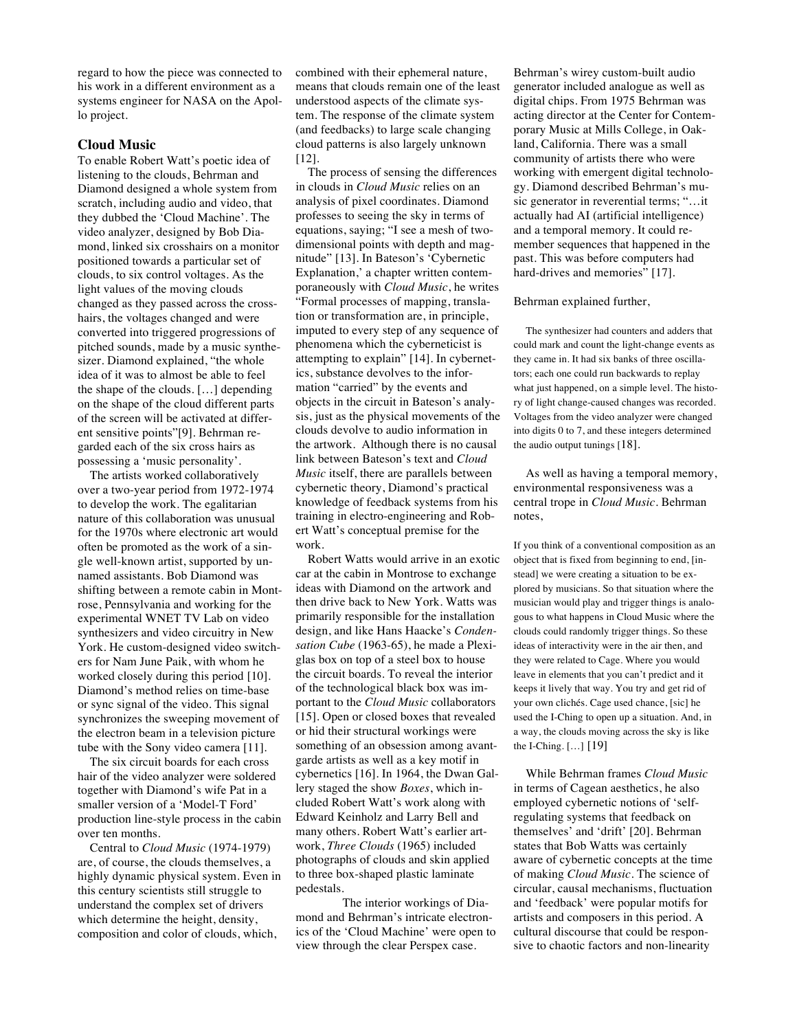regard to how the piece was connected to his work in a different environment as a systems engineer for NASA on the Apollo project.

## Cloud Music

To enable Robert Watt's poetic idea of listening to the clouds, Behrman and Diamond designed a whole system from scratch, including audio and video, that they dubbed the 'Cloud Machine'. The video analyzer, designed by Bob Diamond, linked six crosshairs on a monitor positioned towards a particular set of clouds, to six control voltages. As the light values of the moving clouds changed as they passed across the crosshairs, the voltages changed and were converted into triggered progressions of pitched sounds, made by a music synthesizer. Diamond explained, "the whole idea of it was to almost be able to feel the shape of the clouds. […] depending on the shape of the cloud different parts of the screen will be activated at different sensitive points"[9]. Behrman regarded each of the six cross hairs as possessing a 'music personality'.

The artists worked collaboratively over a two-year period from 1972-1974 to develop the work. The egalitarian nature of this collaboration was unusual for the 1970s where electronic art would often be promoted as the work of a single well-known artist, supported by unnamed assistants. Bob Diamond was shifting between a remote cabin in Montrose, Pennsylvania and working for the experimental WNET TV Lab on video synthesizers and video circuitry in New York. He custom-designed video switchers for Nam June Paik, with whom he worked closely during this period [10]. Diamond's method relies on time-base or sync signal of the video. This signal synchronizes the sweeping movement of the electron beam in a television picture tube with the Sony video camera [11].

The six circuit boards for each cross hair of the video analyzer were soldered together with Diamond's wife Pat in a smaller version of a 'Model-T Ford' production line-style process in the cabin over ten months.

Central to *Cloud Music* (1974-1979) are, of course, the clouds themselves, a highly dynamic physical system. Even in this century scientists still struggle to understand the complex set of drivers which determine the height, density, composition and color of clouds, which, combined with their ephemeral nature, means that clouds remain one of the least understood aspects of the climate system. The response of the climate system (and feedbacks) to large scale changing cloud patterns is also largely unknown [12].

The process of sensing the differences in clouds in *Cloud Music* relies on an analysis of pixel coordinates. Diamond professes to seeing the sky in terms of equations, saying; "I see a mesh of two-dimensional points with depth and magnitude" [13]. In Bateson's 'Cybernetic Explanation,' a chapter written contemporaneously with *Cloud Music*, he writes "Formal processes of mapping, translation or transformation are, in principle, imputed to every step of any sequence of phenomena which the cyberneticist is attempting to explain" [14]. In cybernetics, substance devolves to the information "carried" by the events and objects in the circuit in Bateson's analysis, just as the physical movements of the clouds devolve to audio information in the artwork. Although there is no causal link between Bateson's text and *Cloud Music* itself, there are parallels between cybernetic theory, Diamond's practical knowledge of feedback systems from his training in electro-engineering and Robert Watt's conceptual premise for the work.

Robert Watts would arrive in an exotic car at the cabin in Montrose to exchange ideas with Diamond on the artwork and then drive back to New York. Watts was primarily responsible for the installation design, and like Hans Haacke's *Condensation Cube* (1963-65), he made a Plexiglas box on top of a steel box to house the circuit boards. To reveal the interior of the technological black box was important to the *Cloud Music* collaborators [15]. Open or closed boxes that revealed or hid their structural workings were something of an obsession among avant-garde artists as well as a key motif in cybernetics [16]. In 1964, the Dwan Gallery staged the show *Boxes*, which included Robert Watt's work along with Edward Keinholz and Larry Bell and many others. Robert Watt's earlier artwork, *Three Clouds* (1965) included photographs of clouds and skin applied to three box-shaped plastic laminate pedestals.

The interior workings of Diamond and Behrman's intricate electronics of the 'Cloud Machine' were open to view through the clear Perspex case. Behrman's wirey custom-built audio generator included analogue as well as digital chips. From 1975 Behrman was acting director at the Center for Contemporary Music at Mills College, in Oakland, California. There was a small community of artists there who were working with emergent digital technology. Diamond described Behrman's music generator in reverential terms; "…it actually had AI (artificial intelligence) and a temporal memory. It could remember sequences that happened in the past. This was before computers had hard-drives and memories" [17].

Behrman explained further,

> The synthesizer had counters and adders that could mark and count the light-change events as they came in. It had six banks of three oscillators; each one could run backwards to replay what just happened, on a simple level. The history of light change-caused changes was recorded. Voltages from the video analyzer were changed into digits 0 to 7, and these integers determined the audio output tunings [18].

As well as having a temporal memory, environmental responsiveness was a central trope in *Cloud Music*. Behrman notes,

> If you think of a conventional composition as an object that is fixed from beginning to end, [instead] we were creating a situation to be explored by musicians. So that situation where the musician would play and trigger things is analogous to what happens in Cloud Music where the clouds could randomly trigger things. So these ideas of interactivity were in the air then, and they were related to Cage. Where you would leave in elements that you can't predict and it keeps it lively that way. You try and get rid of your own clichés. Cage used chance, [sic] he used the I-Ching to open up a situation. And, in a way, the clouds moving across the sky is like the I-Ching. […] [19]

While Behrman frames *Cloud Music* in terms of Cagean aesthetics, he also employed cybernetic notions of 'self-regulating systems that feedback on themselves' and 'drift' [20]. Behrman states that Bob Watts was certainly aware of cybernetic concepts at the time of making *Cloud Music*. The science of circular, causal mechanisms, fluctuation and 'feedback' were popular motifs for artists and composers in this period. A cultural discourse that could be responsive to chaotic factors and non-linearity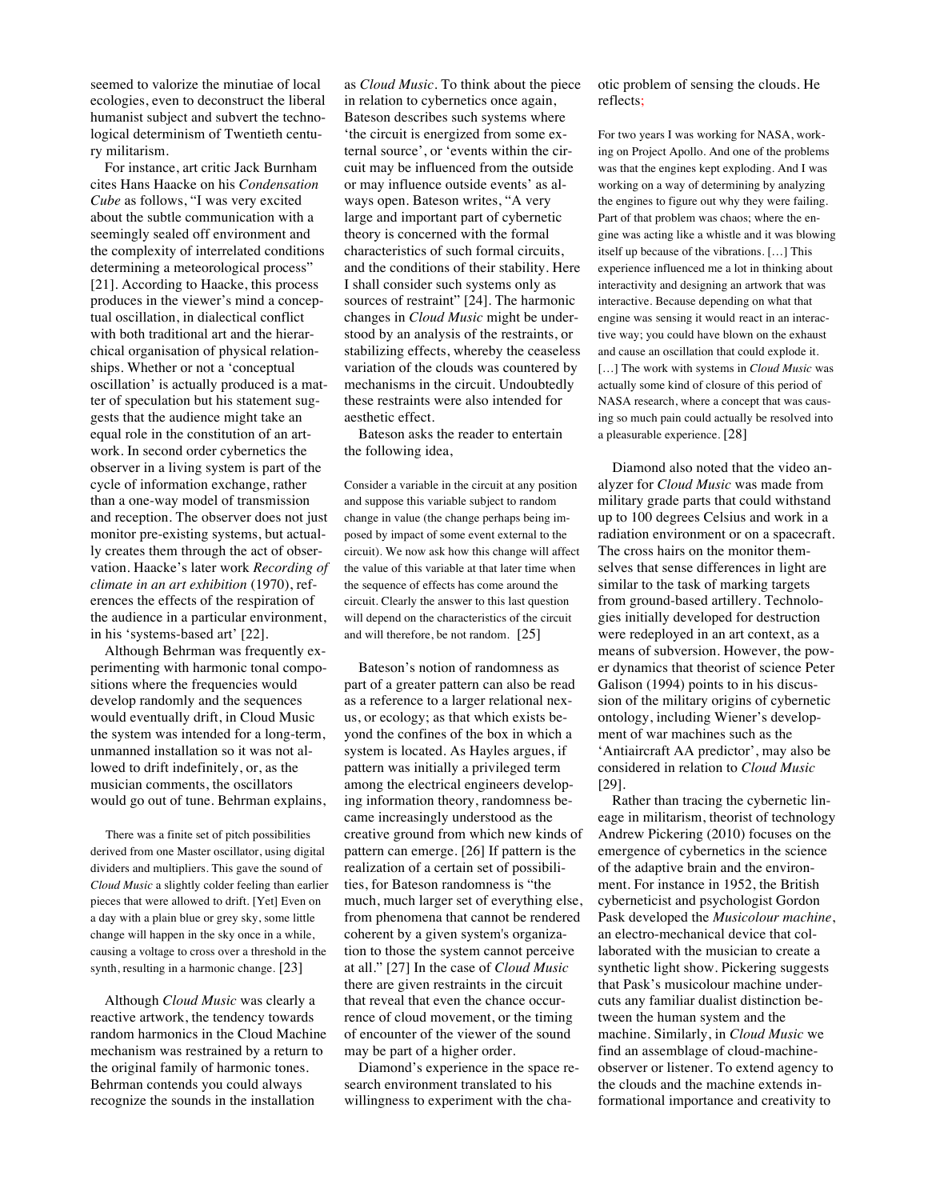seemed to valorize the minutiae of local ecologies, even to deconstruct the liberal humanist subject and subvert the technological determinism of Twentieth century militarism.

For instance, art critic Jack Burnham cites Hans Haacke on his *Condensation Cube* as follows, "I was very excited about the subtle communication with a seemingly sealed off environment and the complexity of interrelated conditions determining a meteorological process" [21]. According to Haacke, this process produces in the viewer's mind a conceptual oscillation, in dialectical conflict with both traditional art and the hierarchical organisation of physical relationships. Whether or not a 'conceptual oscillation' is actually produced is a matter of speculation but his statement suggests that the audience might take an equal role in the constitution of an artwork. In second order cybernetics the observer in a living system is part of the cycle of information exchange, rather than a one-way model of transmission and reception. The observer does not just monitor pre-existing systems, but actually creates them through the act of observation. Haacke's later work *Recording of climate in an art exhibition* (1970), references the effects of the respiration of the audience in a particular environment, in his 'systems-based art' [22].

Although Behrman was frequently experimenting with harmonic tonal compositions where the frequencies would develop randomly and the sequences would eventually drift, in Cloud Music the system was intended for a long-term, unmanned installation so it was not allowed to drift indefinitely, or, as the musician comments, the oscillators would go out of tune. Behrman explains,

> There was a finite set of pitch possibilities derived from one Master oscillator, using digital dividers and multipliers. This gave the sound of *Cloud Music* a slightly colder feeling than earlier pieces that were allowed to drift. [Yet] Even on a day with a plain blue or grey sky, some little change will happen in the sky once in a while, causing a voltage to cross over a threshold in the synth, resulting in a harmonic change. [23]

Although *Cloud Music* was clearly a reactive artwork, the tendency towards random harmonics in the Cloud Machine mechanism was restrained by a return to the original family of harmonic tones. Behrman contends you could always recognize the sounds in the installation as *Cloud Music*. To think about the piece in relation to cybernetics once again, Bateson describes such systems where 'the circuit is energized from some external source', or 'events within the circuit may be influenced from the outside or may influence outside events' as always open. Bateson writes, "A very large and important part of cybernetic theory is concerned with the formal characteristics of such formal circuits, and the conditions of their stability. Here I shall consider such systems only as sources of restraint" [24]. The harmonic changes in *Cloud Music* might be understood by an analysis of the restraints, or stabilizing effects, whereby the ceaseless variation of the clouds was countered by mechanisms in the circuit. Undoubtedly these restraints were also intended for aesthetic effect.

Bateson asks the reader to entertain the following idea,

> Consider a variable in the circuit at any position and suppose this variable subject to random change in value (the change perhaps being imposed by impact of some event external to the circuit). We now ask how this change will affect the value of this variable at that later time when the sequence of effects has come around the circuit. Clearly the answer to this last question will depend on the characteristics of the circuit and will therefore, be not random. [25]

Bateson's notion of randomness as part of a greater pattern can also be read as a reference to a larger relational nexus, or ecology; as that which exists beyond the confines of the box in which a system is located. As Hayles argues, if pattern was initially a privileged term among the electrical engineers developing information theory, randomness became increasingly understood as the creative ground from which new kinds of pattern can emerge. [26] If pattern is the realization of a certain set of possibilities, for Bateson randomness is "the much, much larger set of everything else, from phenomena that cannot be rendered coherent by a given system's organization to those the system cannot perceive at all." [27] In the case of *Cloud Music* there are given restraints in the circuit that reveal that even the chance occurrence of cloud movement, or the timing of encounter of the viewer of the sound may be part of a higher order.

Diamond's experience in the space research environment translated to his willingness to experiment with the chaotic problem of sensing the clouds. He reflects;

> For two years I was working for NASA, working on Project Apollo. And one of the problems was that the engines kept exploding. And I was working on a way of determining by analyzing the engines to figure out why they were failing. Part of that problem was chaos; where the engine was acting like a whistle and it was blowing itself up because of the vibrations. […] This experience influenced me a lot in thinking about interactivity and designing an artwork that was interactive. Because depending on what that engine was sensing it would react in an interactive way; you could have blown on the exhaust and cause an oscillation that could explode it. […] The work with systems in *Cloud Music* was actually some kind of closure of this period of NASA research, where a concept that was causing so much pain could actually be resolved into a pleasurable experience. [28]

Diamond also noted that the video analyzer for *Cloud Music* was made from military grade parts that could withstand up to 100 degrees Celsius and work in a radiation environment or on a spacecraft. The cross hairs on the monitor themselves that sense differences in light are similar to the task of marking targets from ground-based artillery. Technologies initially developed for destruction were redeployed in an art context, as a means of subversion. However, the power dynamics that theorist of science Peter Galison (1994) points to in his discussion of the military origins of cybernetic ontology, including Wiener's development of war machines such as the 'Antiaircraft AA predictor', may also be considered in relation to *Cloud Music* [29].

Rather than tracing the cybernetic lineage in militarism, theorist of technology Andrew Pickering (2010) focuses on the emergence of cybernetics in the science of the adaptive brain and the environment. For instance in 1952, the British cyberneticist and psychologist Gordon Pask developed the *Musicolour machine*, an electro-mechanical device that collaborated with the musician to create a synthetic light show. Pickering suggests that Pask's musicolour machine undercuts any familiar dualist distinction between the human system and the machine. Similarly, in *Cloud Music* we find an assemblage of cloud-machine-observer or listener. To extend agency to the clouds and the machine extends informational importance and creativity to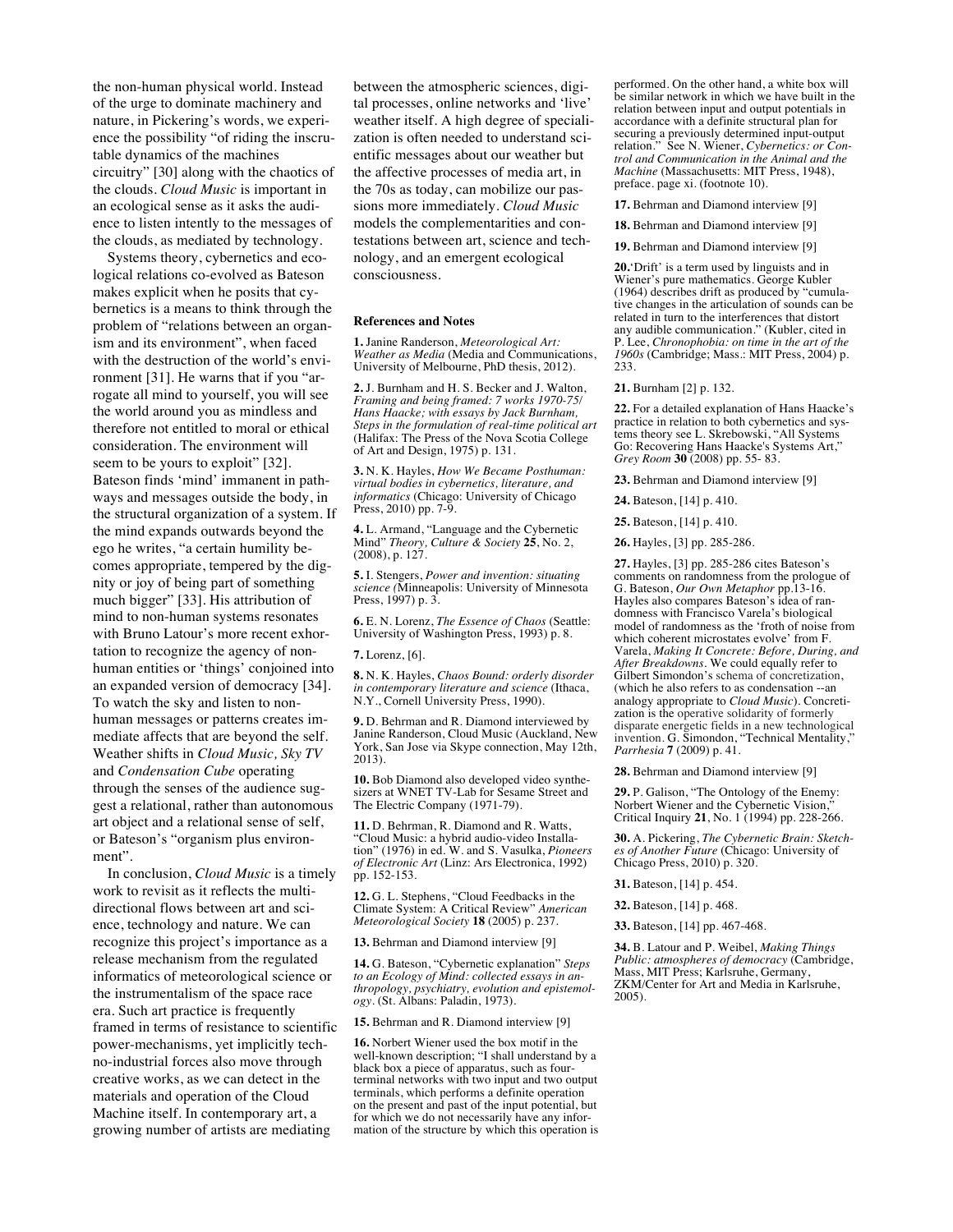the non-human physical world. Instead of the urge to dominate machinery and nature, in Pickering's words, we experience the possibility "of riding the inscrutable dynamics of the machines circuitry" [30] along with the chaotics of the clouds. *Cloud Music* is important in an ecological sense as it asks the audience to listen intently to the messages of the clouds, as mediated by technology.

Systems theory, cybernetics and ecological relations co-evolved as Bateson makes explicit when he posits that cybernetics is a means to think through the problem of "relations between an organism and its environment", when faced with the destruction of the world's environment [31]. He warns that if you "arrogate all mind to yourself, you will see the world around you as mindless and therefore not entitled to moral or ethical consideration. The environment will seem to be yours to exploit" [32]. Bateson finds 'mind' immanent in pathways and messages outside the body, in the structural organization of a system. If the mind expands outwards beyond the ego he writes, "a certain humility becomes appropriate, tempered by the dignity or joy of being part of something much bigger" [33]. His attribution of mind to non-human systems resonates with Bruno Latour's more recent exhortation to recognize the agency of non-human entities or 'things' conjoined into an expanded version of democracy [34]. To watch the sky and listen to non-human messages or patterns creates immediate affects that are beyond the self. Weather shifts in *Cloud Music, Sky TV* and *Condensation Cube* operating through the senses of the audience suggest a relational, rather than autonomous art object and a relational sense of self, or Bateson's "organism plus environment".

In conclusion, *Cloud Music* is a timely work to revisit as it reflects the multi-directional flows between art and science, technology and nature. We can recognize this project's importance as a release mechanism from the regulated informatics of meteorological science or the instrumentalism of the space race era. Such art practice is frequently framed in terms of resistance to scientific power-mechanisms, yet implicitly techno-industrial forces also move through creative works, as we can detect in the materials and operation of the Cloud Machine itself. In contemporary art, a growing number of artists are mediating between the atmospheric sciences, digital processes, online networks and 'live' weather itself. A high degree of specialization is often needed to understand scientific messages about our weather but the affective processes of media art, in the 70s as today, can mobilize our passions more immediately. *Cloud Music* models the complementarities and contestations between art, science and technology, and an emergent ecological consciousness.

#### References and Notes

**1.** Janine Randerson, *Meteorological Art: Weather as Media* (Media and Communications, University of Melbourne, PhD thesis, 2012).

**2.** J. Burnham and H. S. Becker and J. Walton, *Framing and being framed: 7 works 1970-75/ Hans Haacke; with essays by Jack Burnham, Steps in the formulation of real-time political art* (Halifax: The Press of the Nova Scotia College of Art and Design, 1975) p. 131.

**3.** N. K. Hayles, *How We Became Posthuman: virtual bodies in cybernetics, literature, and informatics* (Chicago: University of Chicago Press, 2010) pp. 7-9.

**4.** L. Armand, "Language and the Cybernetic Mind" *Theory, Culture & Society* **25**, No. 2, (2008), p. 127.

**5.** I. Stengers, *Power and invention: situating science (*Minneapolis: University of Minnesota Press, 1997) p. 3.

**6.** E. N. Lorenz, *The Essence of Chaos* (Seattle: University of Washington Press, 1993) p. 8.

**7.** Lorenz, [6].

**8.** N. K. Hayles, *Chaos Bound: orderly disorder in contemporary literature and science* (Ithaca, N.Y., Cornell University Press, 1990).

**9.** D. Behrman and R. Diamond interviewed by Janine Randerson, Cloud Music (Auckland, New York, San Jose via Skype connection, May 12th, 2013).

**10.** Bob Diamond also developed video synthesizers at WNET TV-Lab for Sesame Street and The Electric Company (1971-79).

**11.** D. Behrman, R. Diamond and R. Watts, "Cloud Music: a hybrid audio-video Installation" (1976) in ed. W. and S. Vasulka, *Pioneers of Electronic Art* (Linz: Ars Electronica, 1992) pp. 152-153.

**12.** G. L. Stephens, "Cloud Feedbacks in the Climate System: A Critical Review" *American Meteorological Society* **18** (2005) p. 237.

**13.** Behrman and Diamond interview [9]

**14.** G. Bateson, "Cybernetic explanation" *Steps to an Ecology of Mind: collected essays in anthropology, psychiatry, evolution and epistemology*. (St. Albans: Paladin, 1973).

**15.** Behrman and R. Diamond interview [9]

**16.** Norbert Wiener used the box motif in the well-known description; "I shall understand by a black box a piece of apparatus, such as four-terminal networks with two input and two output terminals, which performs a definite operation on the present and past of the input potential, but for which we do not necessarily have any information of the structure by which this operation is performed. On the other hand, a white box will be similar network in which we have built in the relation between input and output potentials in accordance with a definite structural plan for securing a previously determined input-output relation." See N. Wiener, *Cybernetics: or Control and Communication in the Animal and the Machine* (Massachusetts: MIT Press, 1948), preface. page xi. (footnote 10).

**17.** Behrman and Diamond interview [9]

**18.** Behrman and Diamond interview [9]

**19.** Behrman and Diamond interview [9]

**20.**'Drift' is a term used by linguists and in Wiener's pure mathematics. George Kubler (1964) describes drift as produced by "cumulative changes in the articulation of sounds can be related in turn to the interferences that distort any audible communication." (Kubler, cited in P. Lee, *Chronophobia: on time in the art of the 1960s* (Cambridge; Mass.: MIT Press, 2004) p. 233.

**21.** Burnham [2] p. 132.

**22.** For a detailed explanation of Hans Haacke's practice in relation to both cybernetics and systems theory see L. Skrebowski, "All Systems Go: Recovering Hans Haacke's Systems Art," *Grey Room* **30** (2008) pp. 55- 83.

**23.** Behrman and Diamond interview [9]

**24.** Bateson, [14] p. 410.

**25.** Bateson, [14] p. 410.

**26.** Hayles, [3] pp. 285-286.

**27.** Hayles, [3] pp. 285-286 cites Bateson's comments on randomness from the prologue of G. Bateson, *Our Own Metaphor* pp.13-16. Hayles also compares Bateson's idea of randomness with Francisco Varela's biological model of randomness as the 'froth of noise from which coherent microstates evolve' from F. Varela, *Making It Concrete: Before, During, and After Breakdowns*. We could equally refer to Gilbert Simondon's schema of concretization, (which he also refers to as condensation --an analogy appropriate to *Cloud Music*). Concretization is the operative solidarity of formerly disparate energetic fields in a new technological invention. G. Simondon, "Technical Mentality," *Parrhesia* **7** (2009) p. 41.

**28.** Behrman and Diamond interview [9]

**29.** P. Galison, "The Ontology of the Enemy: Norbert Wiener and the Cybernetic Vision," Critical Inquiry **21**, No. 1 (1994) pp. 228-266.

**30.** A. Pickering, *The Cybernetic Brain: Sketches of Another Future* (Chicago: University of Chicago Press, 2010) p. 320.

**31.** Bateson, [14] p. 454.

**32.** Bateson, [14] p. 468.

**33.** Bateson, [14] pp. 467-468.

**34.** B. Latour and P. Weibel, *Making Things Public: atmospheres of democracy* (Cambridge, Mass, MIT Press; Karlsruhe, Germany, ZKM/Center for Art and Media in Karlsruhe, 2005).